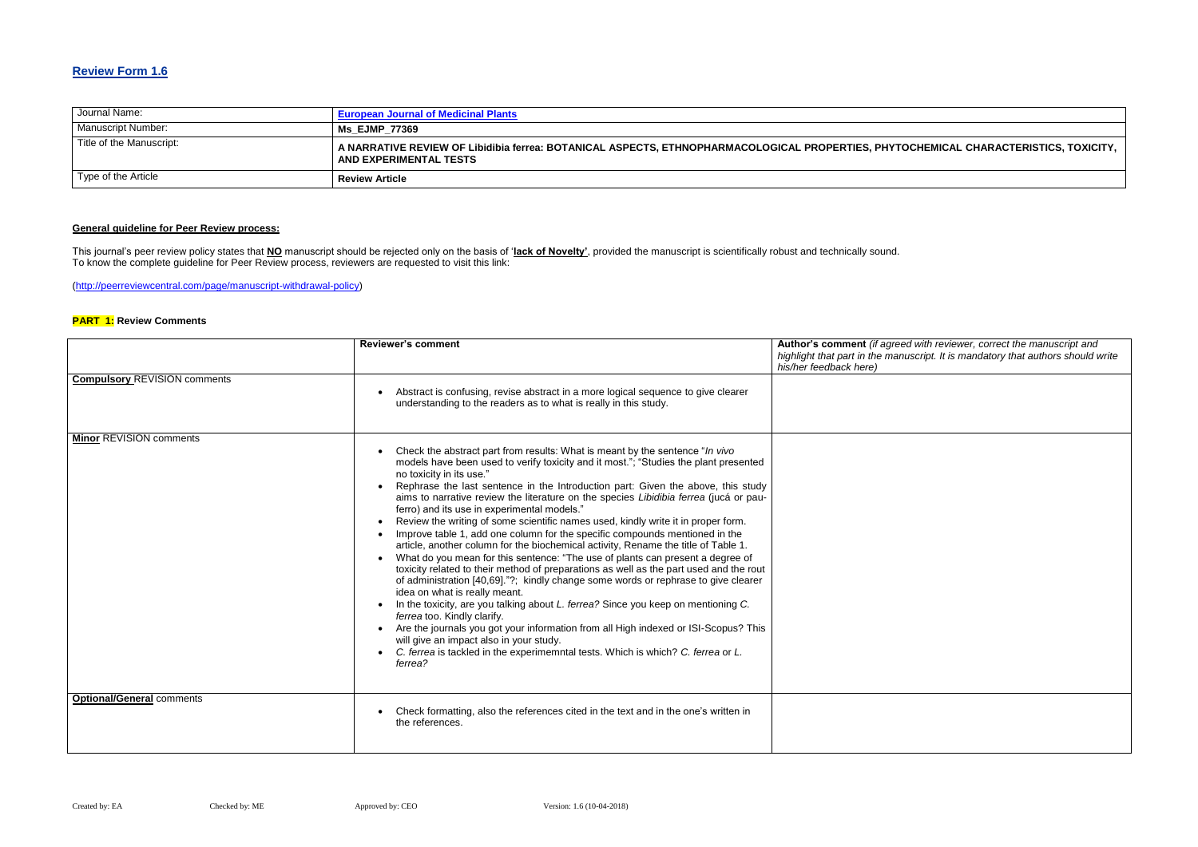## Review Form 1.6

| Journal Name: | European Journal of Medicinal Plants |
|---|---|
| Manuscript Number: | **Ms_EJMP_77369** |
| Title of the Manuscript: | **A NARRATIVE REVIEW OF Libidibia ferrea: BOTANICAL ASPECTS, ETHNOPHARMACOLOGICAL PROPERTIES, PHYTOCHEMICAL CHARACTERISTICS, TOXICITY, AND EXPERIMENTAL TESTS** |
| Type of the Article | **Review Article** |

**General guideline for Peer Review process:**

This journal's peer review policy states that **NO** manuscript should be rejected only on the basis of '**lack of Novelty'**, provided the manuscript is scientifically robust and technically sound.
To know the complete guideline for Peer Review process, reviewers are requested to visit this link:

(http://peerreviewcentral.com/page/manuscript-withdrawal-policy)

**PART 1: Review Comments**

| | **Reviewer's comment** | **Author's comment** *(if agreed with reviewer, correct the manuscript and highlight that part in the manuscript. It is mandatory that authors should write his/her feedback here)* |
|---|---|---|
| **Compulsory** REVISION comments | • Abstract is confusing, revise abstract in a more logical sequence to give clearer understanding to the readers as to what is really in this study. | |
| **Minor** REVISION comments | • Check the abstract part from results: What is meant by the sentence "*In vivo* models have been used to verify toxicity and it most."; "Studies the plant presented no toxicity in its use."<br>• Rephrase the last sentence in the Introduction part: Given the above, this study aims to narrative review the literature on the species *Libidibia ferrea* (jucá or pau-ferro) and its use in experimental models."<br>• Review the writing of some scientific names used, kindly write it in proper form.<br>• Improve table 1, add one column for the specific compounds mentioned in the article, another column for the biochemical activity, Rename the title of Table 1.<br>• What do you mean for this sentence: "The use of plants can present a degree of toxicity related to their method of preparations as well as the part used and the rout of administration [40,69]."?; kindly change some words or rephrase to give clearer idea on what is really meant.<br>• In the toxicity, are you talking about *L. ferrea?* Since you keep on mentioning *C. ferrea* too. Kindly clarify.<br>• Are the journals you got your information from all High indexed or ISI-Scopus? This will give an impact also in your study.<br>• *C. ferrea* is tackled in the experimemntal tests. Which is which? *C. ferrea* or *L. ferrea?* | |
| **Optional/General** comments | • Check formatting, also the references cited in the text and in the one's written in the references. | |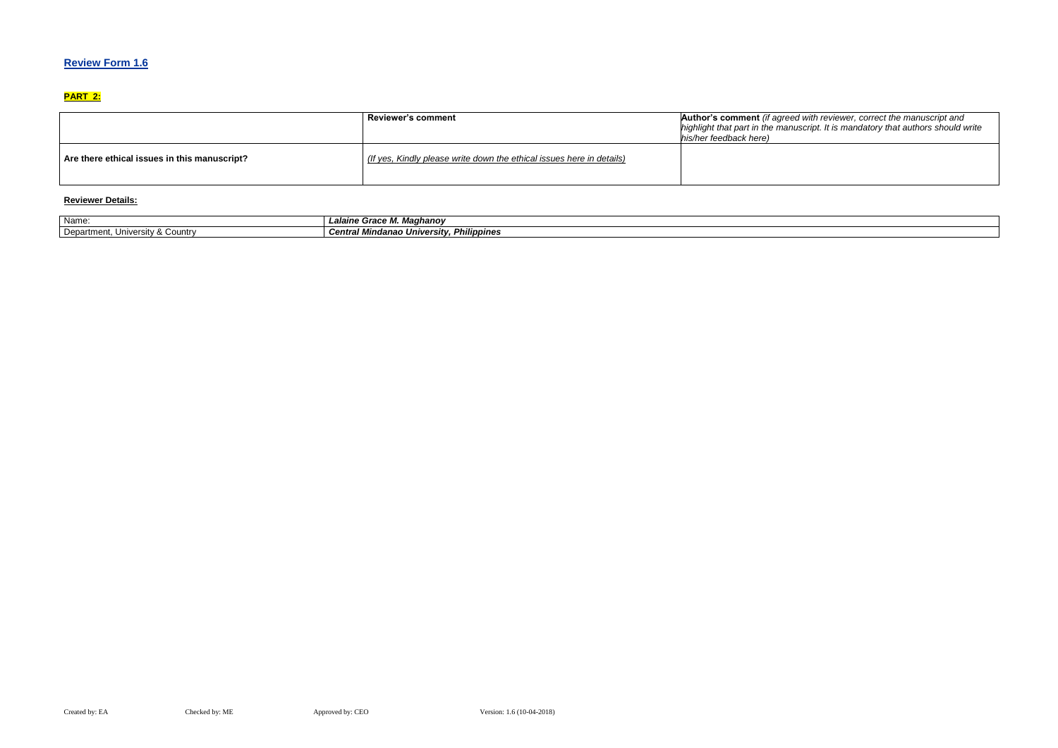**Review Form 1.6**

**PART 2:**

| | Reviewer's comment | **Author's comment** *(if agreed with reviewer, correct the manuscript and highlight that part in the manuscript. It is mandatory that authors should write his/her feedback here)* |
|---|---|---|
| **Are there ethical issues in this manuscript?** | *(If yes, Kindly please write down the ethical issues here in details)* | |

**Reviewer Details:**

| | |
|---|---|
| Name: | ***Lalaine Grace M. Maghanoy*** |
| Department, University & Country | ***Central Mindanao University, Philippines*** |

Created by: EA  Checked by: ME  Approved by: CEO  Version: 1.6 (10-04-2018)